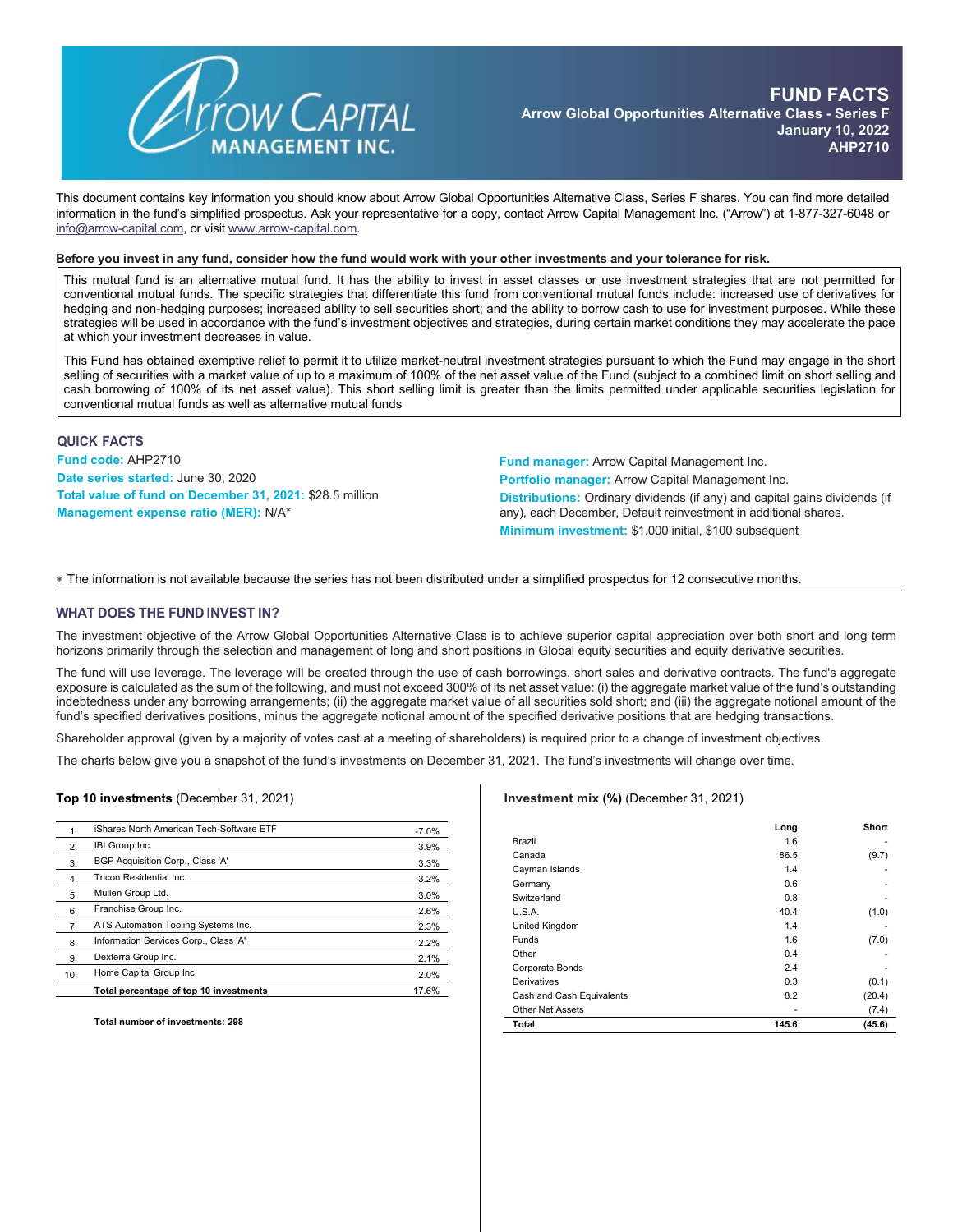# FUND FACTS

**Arrow Global Opportunities Alternative Class - Series F**
**January 10, 2022**
**AHP2710**

This document contains key information you should know about Arrow Global Opportunities Alternative Class, Series F shares. You can find more detailed information in the fund's simplified prospectus. Ask your representative for a copy, contact Arrow Capital Management Inc. ("Arrow") at 1-877-327-6048 or info@arrow-capital.com, or visit www.arrow-capital.com.

**Before you invest in any fund, consider how the fund would work with your other investments and your tolerance for risk.**

This mutual fund is an alternative mutual fund. It has the ability to invest in asset classes or use investment strategies that are not permitted for conventional mutual funds. The specific strategies that differentiate this fund from conventional mutual funds include: increased use of derivatives for hedging and non-hedging purposes; increased ability to sell securities short; and the ability to borrow cash to use for investment purposes. While these strategies will be used in accordance with the fund's investment objectives and strategies, during certain market conditions they may accelerate the pace at which your investment decreases in value.

This Fund has obtained exemptive relief to permit it to utilize market-neutral investment strategies pursuant to which the Fund may engage in the short selling of securities with a market value of up to a maximum of 100% of the net asset value of the Fund (subject to a combined limit on short selling and cash borrowing of 100% of its net asset value). This short selling limit is greater than the limits permitted under applicable securities legislation for conventional mutual funds as well as alternative mutual funds

## QUICK FACTS

**Fund code:** AHP2710
**Date series started:** June 30, 2020
**Total value of fund on December 31, 2021:** $28.5 million
**Management expense ratio (MER):** N/A*

**Fund manager:** Arrow Capital Management Inc.
**Portfolio manager:** Arrow Capital Management Inc.
**Distributions:** Ordinary dividends (if any) and capital gains dividends (if any), each December, Default reinvestment in additional shares.
**Minimum investment:** $1,000 initial, $100 subsequent

* The information is not available because the series has not been distributed under a simplified prospectus for 12 consecutive months.

## WHAT DOES THE FUND INVEST IN?

The investment objective of the Arrow Global Opportunities Alternative Class is to achieve superior capital appreciation over both short and long term horizons primarily through the selection and management of long and short positions in Global equity securities and equity derivative securities.

The fund will use leverage. The leverage will be created through the use of cash borrowings, short sales and derivative contracts. The fund's aggregate exposure is calculated as the sum of the following, and must not exceed 300% of its net asset value: (i) the aggregate market value of the fund's outstanding indebtedness under any borrowing arrangements; (ii) the aggregate market value of all securities sold short; and (iii) the aggregate notional amount of the fund's specified derivatives positions, minus the aggregate notional amount of the specified derivative positions that are hedging transactions.

Shareholder approval (given by a majority of votes cast at a meeting of shareholders) is required prior to a change of investment objectives.

The charts below give you a snapshot of the fund's investments on December 31, 2021. The fund's investments will change over time.

**Top 10 investments** (December 31, 2021)

| | | |
|---|---|---|
| 1. | iShares North American Tech-Software ETF | -7.0% |
| 2. | IBI Group Inc. | 3.9% |
| 3. | BGP Acquisition Corp., Class 'A' | 3.3% |
| 4. | Tricon Residential Inc. | 3.2% |
| 5. | Mullen Group Ltd. | 3.0% |
| 6. | Franchise Group Inc. | 2.6% |
| 7. | ATS Automation Tooling Systems Inc. | 2.3% |
| 8. | Information Services Corp., Class 'A' | 2.2% |
| 9. | Dexterra Group Inc. | 2.1% |
| 10. | Home Capital Group Inc. | 2.0% |
| | **Total percentage of top 10 investments** | 17.6% |

**Total number of investments: 298**

**Investment mix (%)** (December 31, 2021)

| | Long | Short |
|---|---|---|
| Brazil | 1.6 | - |
| Canada | 86.5 | (9.7) |
| Cayman Islands | 1.4 | - |
| Germany | 0.6 | - |
| Switzerland | 0.8 | - |
| U.S.A. | 40.4 | (1.0) |
| United Kingdom | 1.4 | - |
| Funds | 1.6 | (7.0) |
| Other | 0.4 | - |
| Corporate Bonds | 2.4 | - |
| Derivatives | 0.3 | (0.1) |
| Cash and Cash Equivalents | 8.2 | (20.4) |
| Other Net Assets | - | (7.4) |
| **Total** | **145.6** | **(45.6)** |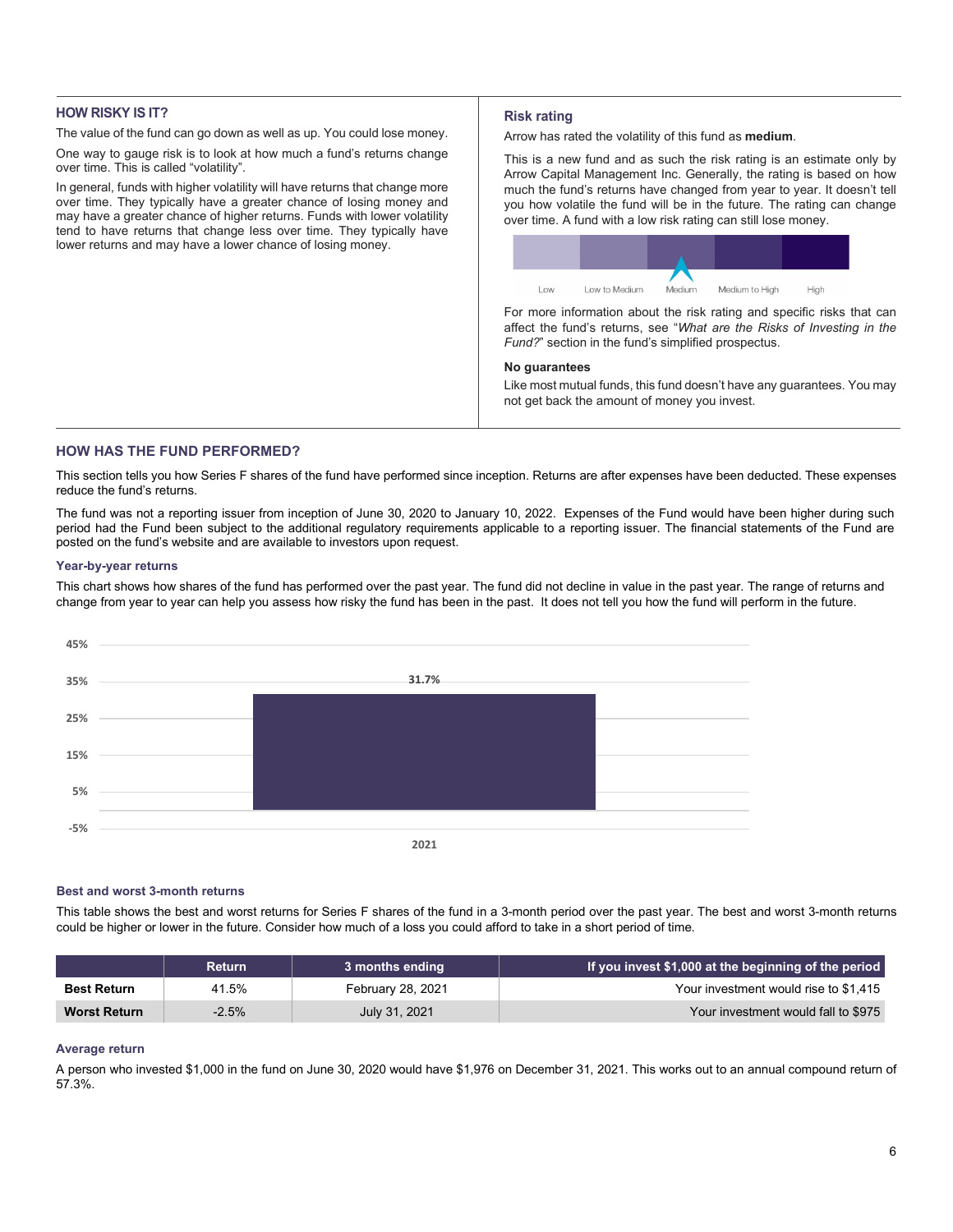## HOW RISKY IS IT?

The value of the fund can go down as well as up. You could lose money.

One way to gauge risk is to look at how much a fund's returns change over time. This is called "volatility".

In general, funds with higher volatility will have returns that change more over time. They typically have a greater chance of losing money and may have a greater chance of higher returns. Funds with lower volatility tend to have returns that change less over time. They typically have lower returns and may have a lower chance of losing money.

### Risk rating

Arrow has rated the volatility of this fund as **medium**.

This is a new fund and as such the risk rating is an estimate only by Arrow Capital Management Inc. Generally, the rating is based on how much the fund's returns have changed from year to year. It doesn't tell you how volatile the fund will be in the future. The rating can change over time. A fund with a low risk rating can still lose money.

Low | Low to Medium | **Medium** | Medium to High | High

For more information about the risk rating and specific risks that can affect the fund's returns, see "*What are the Risks of Investing in the Fund?*" section in the fund's simplified prospectus.

**No guarantees**

Like most mutual funds, this fund doesn't have any guarantees. You may not get back the amount of money you invest.

## HOW HAS THE FUND PERFORMED?

This section tells you how Series F shares of the fund have performed since inception. Returns are after expenses have been deducted. These expenses reduce the fund's returns.

The fund was not a reporting issuer from inception of June 30, 2020 to January 10, 2022. Expenses of the Fund would have been higher during such period had the Fund been subject to the additional regulatory requirements applicable to a reporting issuer. The financial statements of the Fund are posted on the fund's website and are available to investors upon request.

### Year-by-year returns

This chart shows how shares of the fund has performed over the past year. The fund did not decline in value in the past year. The range of returns and change from year to year can help you assess how risky the fund has been in the past. It does not tell you how the fund will perform in the future.

| Year | Return |
| --- | --- |
| 2021 | 31.7% |

### Best and worst 3-month returns

This table shows the best and worst returns for Series F shares of the fund in a 3-month period over the past year. The best and worst 3-month returns could be higher or lower in the future. Consider how much of a loss you could afford to take in a short period of time.

| | Return | 3 months ending | If you invest $1,000 at the beginning of the period |
| --- | --- | --- | --- |
| **Best Return** | 41.5% | February 28, 2021 | Your investment would rise to $1,415 |
| **Worst Return** | -2.5% | July 31, 2021 | Your investment would fall to $975 |

### Average return

A person who invested $1,000 in the fund on June 30, 2020 would have $1,976 on December 31, 2021. This works out to an annual compound return of 57.3%.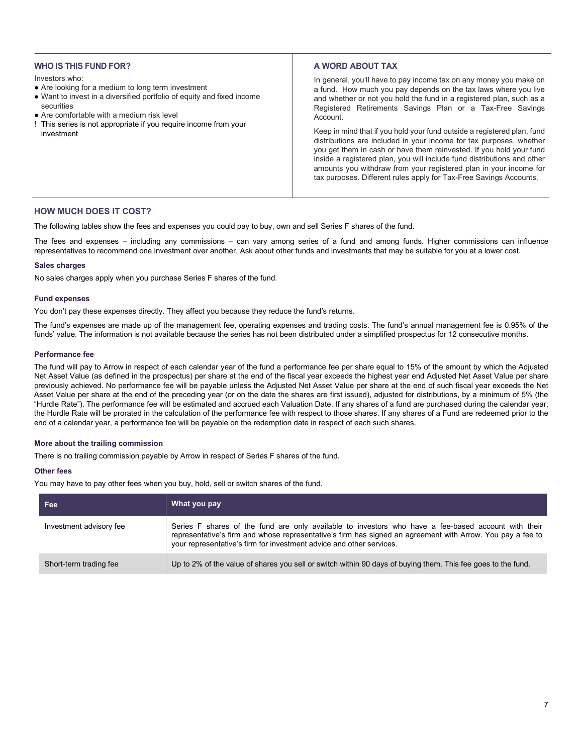## WHO IS THIS FUND FOR?

Investors who:

- Are looking for a medium to long term investment
- Want to invest in a diversified portfolio of equity and fixed income securities
- Are comfortable with a medium risk level

! This series is not appropriate if you require income from your investment

## A WORD ABOUT TAX

In general, you'll have to pay income tax on any money you make on a fund. How much you pay depends on the tax laws where you live and whether or not you hold the fund in a registered plan, such as a Registered Retirements Savings Plan or a Tax-Free Savings Account.

Keep in mind that if you hold your fund outside a registered plan, fund distributions are included in your income for tax purposes, whether you get them in cash or have them reinvested. If you hold your fund inside a registered plan, you will include fund distributions and other amounts you withdraw from your registered plan in your income for tax purposes. Different rules apply for Tax-Free Savings Accounts.

## HOW MUCH DOES IT COST?

The following tables show the fees and expenses you could pay to buy, own and sell Series F shares of the fund.

The fees and expenses – including any commissions – can vary among series of a fund and among funds. Higher commissions can influence representatives to recommend one investment over another. Ask about other funds and investments that may be suitable for you at a lower cost.

### Sales charges

No sales charges apply when you purchase Series F shares of the fund.

### Fund expenses

You don't pay these expenses directly. They affect you because they reduce the fund's returns.

The fund's expenses are made up of the management fee, operating expenses and trading costs. The fund's annual management fee is 0.95% of the funds' value. The information is not available because the series has not been distributed under a simplified prospectus for 12 consecutive months.

### Performance fee

The fund will pay to Arrow in respect of each calendar year of the fund a performance fee per share equal to 15% of the amount by which the Adjusted Net Asset Value (as defined in the prospectus) per share at the end of the fiscal year exceeds the highest year end Adjusted Net Asset Value per share previously achieved. No performance fee will be payable unless the Adjusted Net Asset Value per share at the end of such fiscal year exceeds the Net Asset Value per share at the end of the preceding year (or on the date the shares are first issued), adjusted for distributions, by a minimum of 5% (the "Hurdle Rate"). The performance fee will be estimated and accrued each Valuation Date. If any shares of a fund are purchased during the calendar year, the Hurdle Rate will be prorated in the calculation of the performance fee with respect to those shares. If any shares of a Fund are redeemed prior to the end of a calendar year, a performance fee will be payable on the redemption date in respect of each such shares.

### More about the trailing commission

There is no trailing commission payable by Arrow in respect of Series F shares of the fund.

### Other fees

You may have to pay other fees when you buy, hold, sell or switch shares of the fund.

| Fee | What you pay |
|---|---|
| Investment advisory fee | Series F shares of the fund are only available to investors who have a fee-based account with their representative's firm and whose representative's firm has signed an agreement with Arrow. You pay a fee to your representative's firm for investment advice and other services. |
| Short-term trading fee | Up to 2% of the value of shares you sell or switch within 90 days of buying them. This fee goes to the fund. |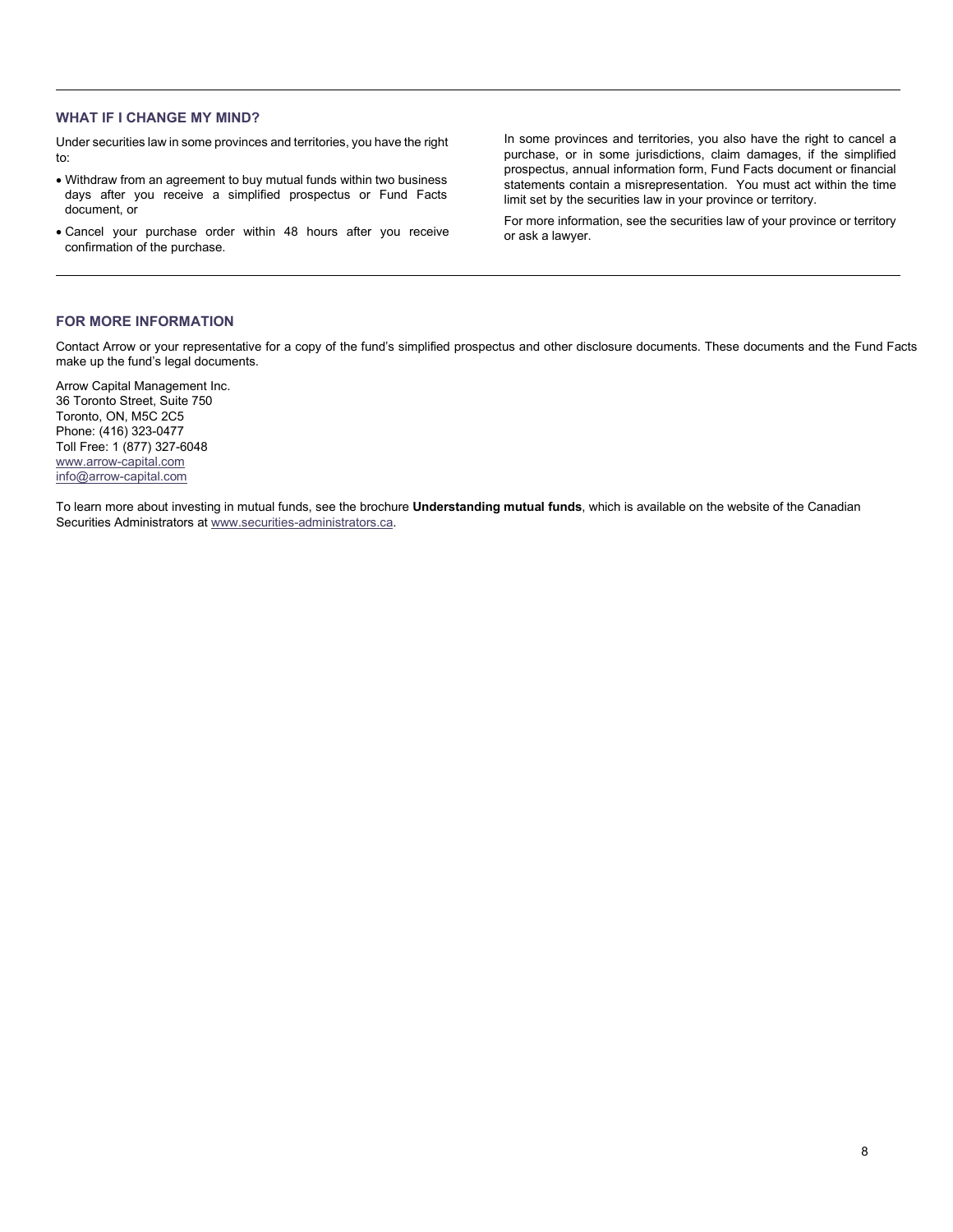## WHAT IF I CHANGE MY MIND?

Under securities law in some provinces and territories, you have the right to:

- Withdraw from an agreement to buy mutual funds within two business days after you receive a simplified prospectus or Fund Facts document, or
- Cancel your purchase order within 48 hours after you receive confirmation of the purchase.

In some provinces and territories, you also have the right to cancel a purchase, or in some jurisdictions, claim damages, if the simplified prospectus, annual information form, Fund Facts document or financial statements contain a misrepresentation. You must act within the time limit set by the securities law in your province or territory.

For more information, see the securities law of your province or territory or ask a lawyer.

## FOR MORE INFORMATION

Contact Arrow or your representative for a copy of the fund's simplified prospectus and other disclosure documents. These documents and the Fund Facts make up the fund's legal documents.

Arrow Capital Management Inc.
36 Toronto Street, Suite 750
Toronto, ON, M5C 2C5
Phone: (416) 323-0477
Toll Free: 1 (877) 327-6048
www.arrow-capital.com
info@arrow-capital.com

To learn more about investing in mutual funds, see the brochure **Understanding mutual funds**, which is available on the website of the Canadian Securities Administrators at www.securities-administrators.ca.